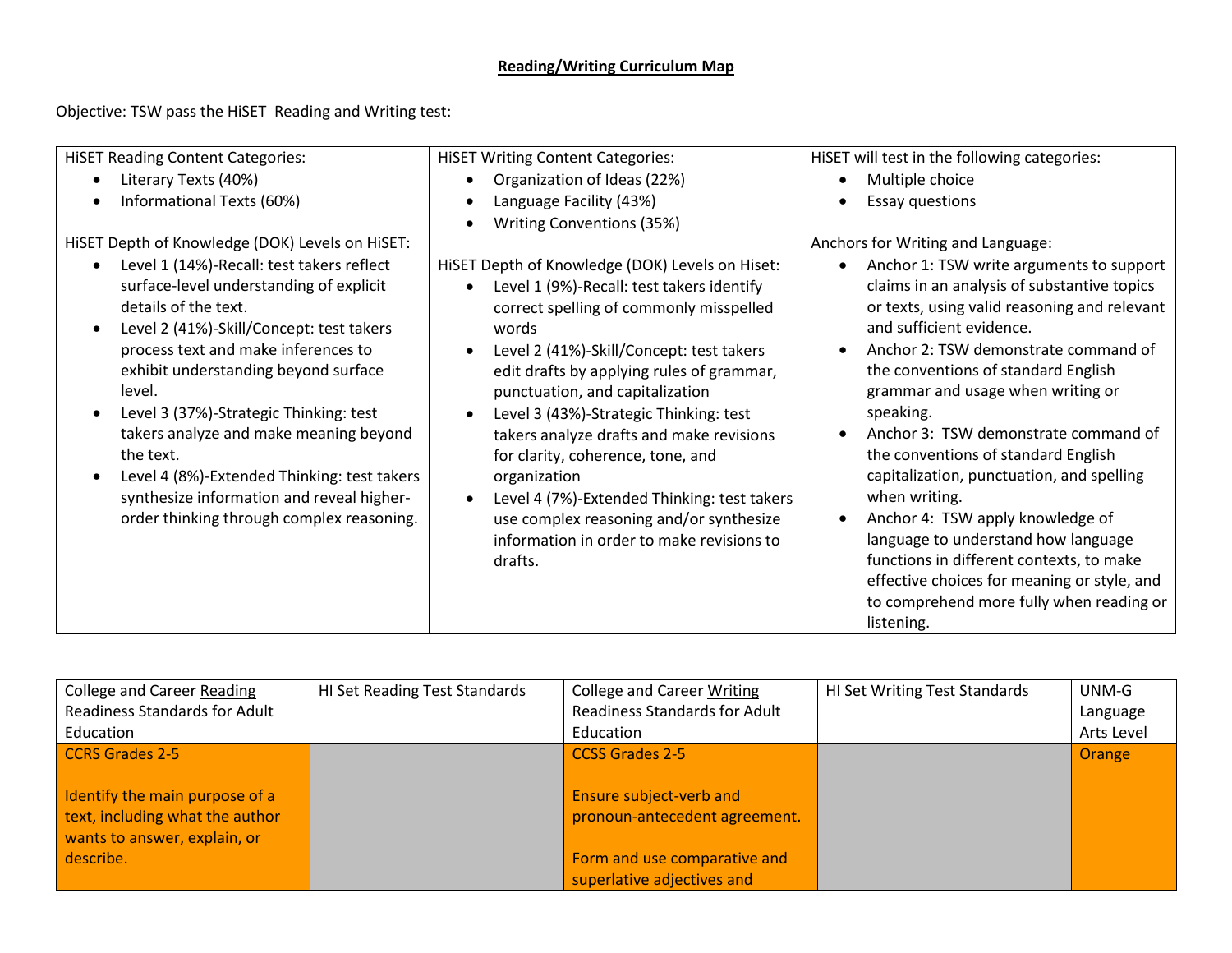# Reading/Writing Curriculum Map

Objective: TSW pass the HiSET Reading and Writing test:

| HiSET Reading Content Categories: | HiSET Writing Content Categories: | HiSET will test in the following categories: |
|---|---|---|
| <ul><li>Literary Texts (40%)</li><li>Informational Texts (60%)</li></ul>HiSET Depth of Knowledge (DOK) Levels on HiSET:<ul><li>Level 1 (14%)-Recall: test takers reflect surface-level understanding of explicit details of the text.</li><li>Level 2 (41%)-Skill/Concept: test takers process text and make inferences to exhibit understanding beyond surface level.</li><li>Level 3 (37%)-Strategic Thinking: test takers analyze and make meaning beyond the text.</li><li>Level 4 (8%)-Extended Thinking: test takers synthesize information and reveal higher-order thinking through complex reasoning.</li></ul> | <ul><li>Organization of Ideas (22%)</li><li>Language Facility (43%)</li><li>Writing Conventions (35%)</li></ul>HiSET Depth of Knowledge (DOK) Levels on Hiset:<ul><li>Level 1 (9%)-Recall: test takers identify correct spelling of commonly misspelled words</li><li>Level 2 (41%)-Skill/Concept: test takers edit drafts by applying rules of grammar, punctuation, and capitalization</li><li>Level 3 (43%)-Strategic Thinking: test takers analyze drafts and make revisions for clarity, coherence, tone, and organization</li><li>Level 4 (7%)-Extended Thinking: test takers use complex reasoning and/or synthesize information in order to make revisions to drafts.</li></ul> | <ul><li>Multiple choice</li><li>Essay questions</li></ul>Anchors for Writing and Language:<ul><li>Anchor 1: TSW write arguments to support claims in an analysis of substantive topics or texts, using valid reasoning and relevant and sufficient evidence.</li><li>Anchor 2: TSW demonstrate command of the conventions of standard English grammar and usage when writing or speaking.</li><li>Anchor 3: TSW demonstrate command of the conventions of standard English capitalization, punctuation, and spelling when writing.</li><li>Anchor 4: TSW apply knowledge of language to understand how language functions in different contexts, to make effective choices for meaning or style, and to comprehend more fully when reading or listening.</li></ul> |

| College and Career Reading Readiness Standards for Adult Education | HI Set Reading Test Standards | College and Career Writing Readiness Standards for Adult Education | HI Set Writing Test Standards | UNM-G Language Arts Level |
|---|---|---|---|---|
| CCRS Grades 2-5<br><br>Identify the main purpose of a text, including what the author wants to answer, explain, or describe. | | CCSS Grades 2-5<br><br>Ensure subject-verb and pronoun-antecedent agreement.<br><br>Form and use comparative and superlative adjectives and | | Orange |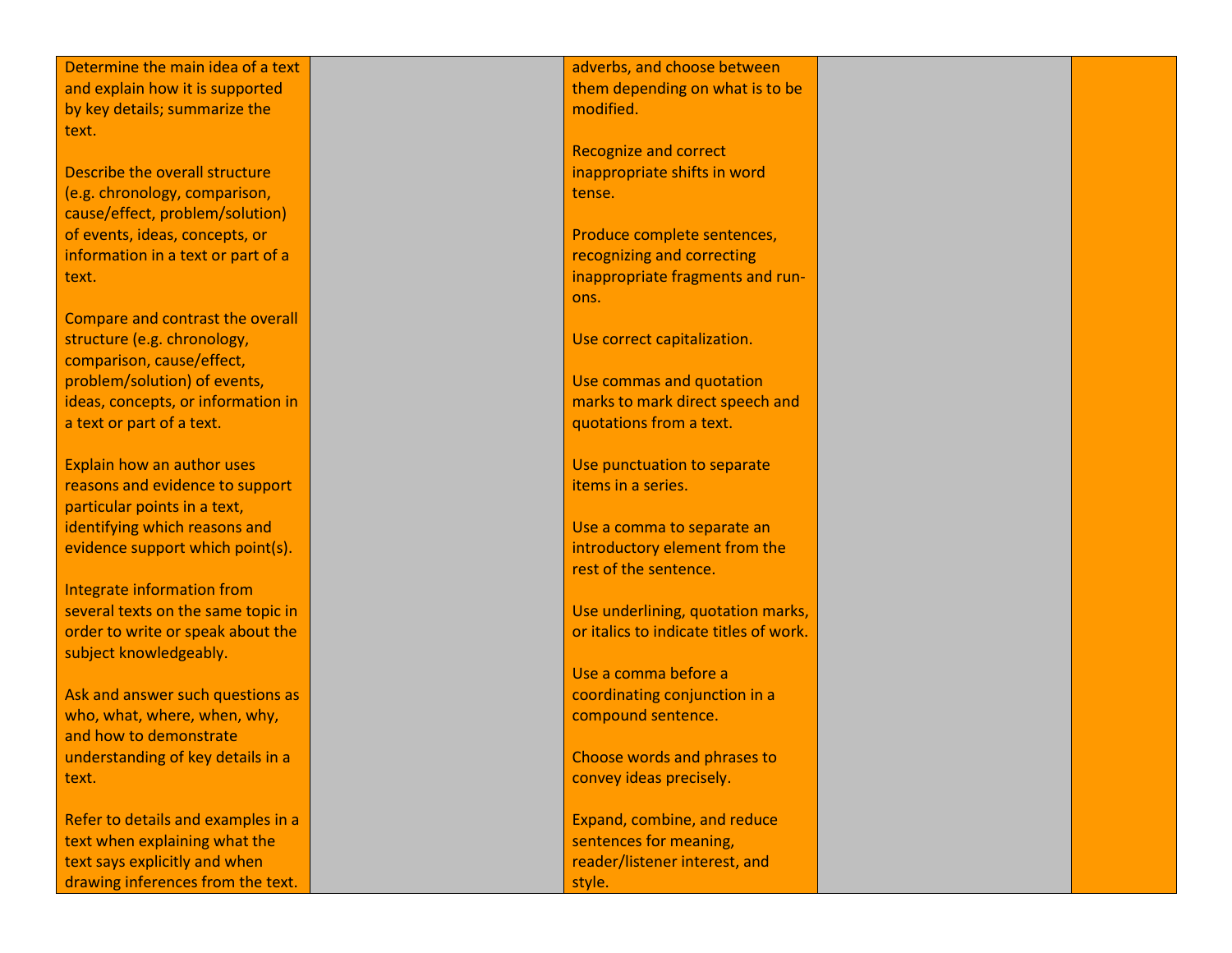| | | | | |
|---|---|---|---|---|
| Determine the main idea of a text and explain how it is supported by key details; summarize the text.<br><br>Describe the overall structure (e.g. chronology, comparison, cause/effect, problem/solution) of events, ideas, concepts, or information in a text or part of a text.<br><br>Compare and contrast the overall structure (e.g. chronology, comparison, cause/effect, problem/solution) of events, ideas, concepts, or information in a text or part of a text.<br><br>Explain how an author uses reasons and evidence to support particular points in a text, identifying which reasons and evidence support which point(s).<br><br>Integrate information from several texts on the same topic in order to write or speak about the subject knowledgeably.<br><br>Ask and answer such questions as who, what, where, when, why, and how to demonstrate understanding of key details in a text.<br><br>Refer to details and examples in a text when explaining what the text says explicitly and when drawing inferences from the text. | | adverbs, and choose between them depending on what is to be modified.<br><br>Recognize and correct inappropriate shifts in word tense.<br><br>Produce complete sentences, recognizing and correcting inappropriate fragments and run-ons.<br><br>Use correct capitalization.<br><br>Use commas and quotation marks to mark direct speech and quotations from a text.<br><br>Use punctuation to separate items in a series.<br><br>Use a comma to separate an introductory element from the rest of the sentence.<br><br>Use underlining, quotation marks, or italics to indicate titles of work.<br><br>Use a comma before a coordinating conjunction in a compound sentence.<br><br>Choose words and phrases to convey ideas precisely.<br><br>Expand, combine, and reduce sentences for meaning, reader/listener interest, and style. | | |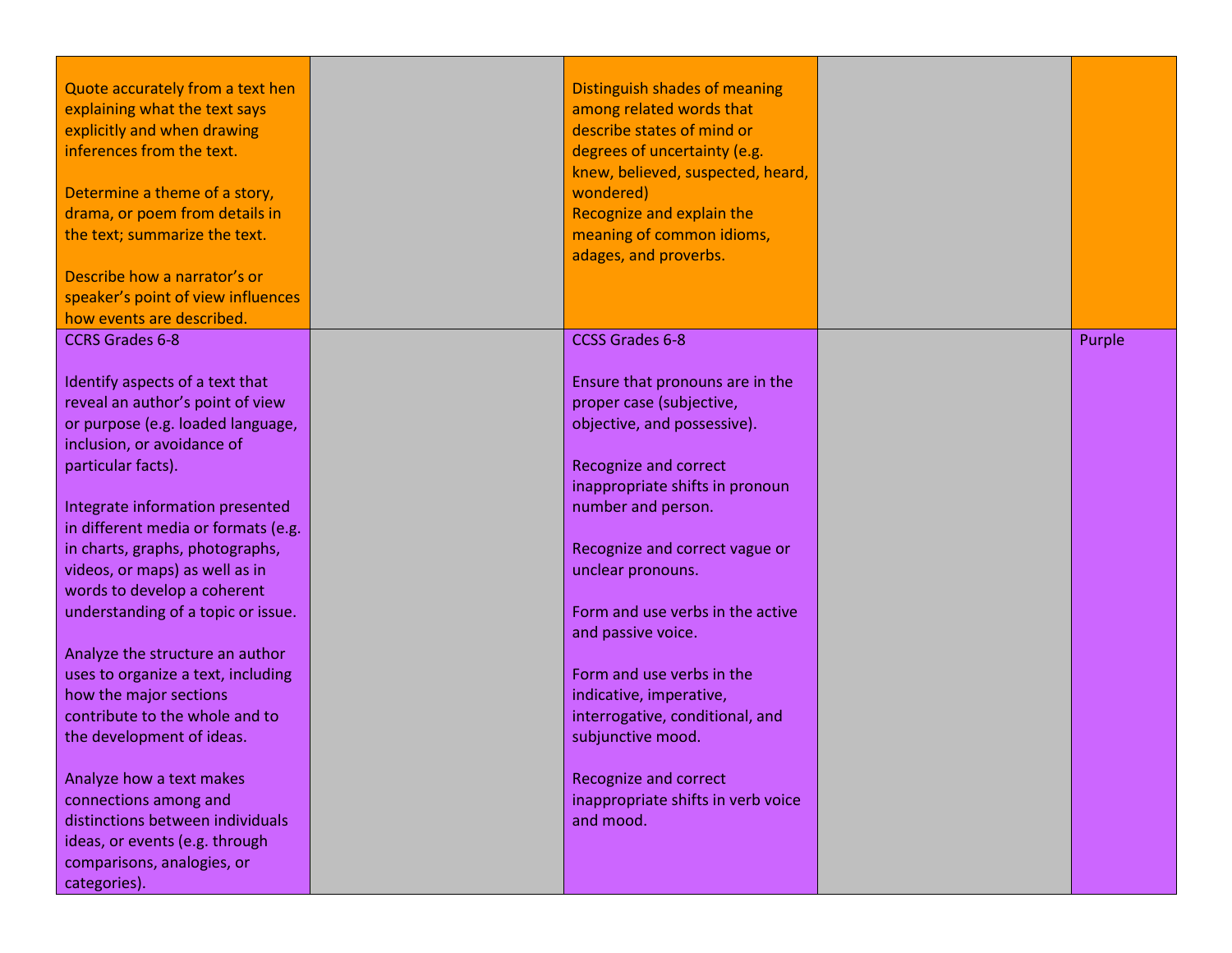| | | | | |
|---|---|---|---|---|
| Quote accurately from a text hen explaining what the text says explicitly and when drawing inferences from the text.<br><br>Determine a theme of a story, drama, or poem from details in the text; summarize the text.<br><br>Describe how a narrator's or speaker's point of view influences how events are described. | | Distinguish shades of meaning among related words that describe states of mind or degrees of uncertainty (e.g. knew, believed, suspected, heard, wondered)<br>Recognize and explain the meaning of common idioms, adages, and proverbs. | | |
| CCRS Grades 6-8<br><br>Identify aspects of a text that reveal an author's point of view or purpose (e.g. loaded language, inclusion, or avoidance of particular facts).<br><br>Integrate information presented in different media or formats (e.g. in charts, graphs, photographs, videos, or maps) as well as in words to develop a coherent understanding of a topic or issue.<br><br>Analyze the structure an author uses to organize a text, including how the major sections contribute to the whole and to the development of ideas.<br><br>Analyze how a text makes connections among and distinctions between individuals ideas, or events (e.g. through comparisons, analogies, or categories). | | CCSS Grades 6-8<br><br>Ensure that pronouns are in the proper case (subjective, objective, and possessive).<br><br>Recognize and correct inappropriate shifts in pronoun number and person.<br><br>Recognize and correct vague or unclear pronouns.<br><br>Form and use verbs in the active and passive voice.<br><br>Form and use verbs in the indicative, imperative, interrogative, conditional, and subjunctive mood.<br><br>Recognize and correct inappropriate shifts in verb voice and mood. | | Purple |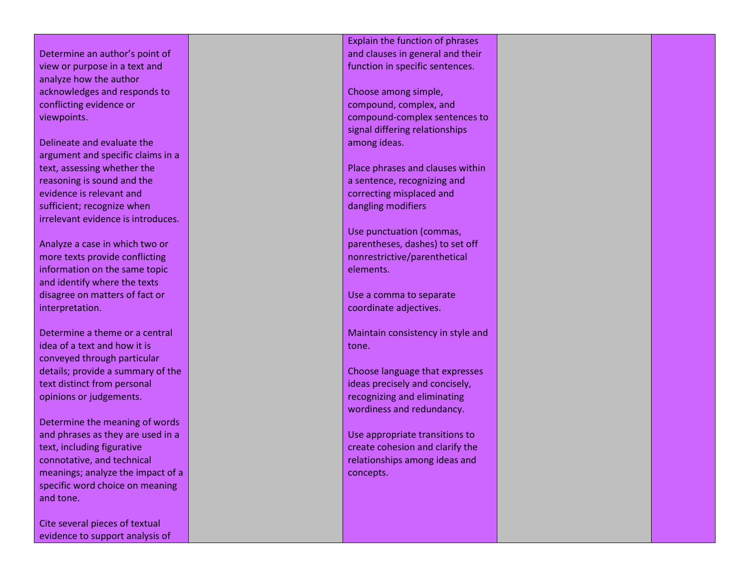| | | | | |
|---|---|---|---|---|
| Determine an author's point of view or purpose in a text and analyze how the author acknowledges and responds to conflicting evidence or viewpoints.<br><br>Delineate and evaluate the argument and specific claims in a text, assessing whether the reasoning is sound and the evidence is relevant and sufficient; recognize when irrelevant evidence is introduces.<br><br>Analyze a case in which two or more texts provide conflicting information on the same topic and identify where the texts disagree on matters of fact or interpretation.<br><br>Determine a theme or a central idea of a text and how it is conveyed through particular details; provide a summary of the text distinct from personal opinions or judgements.<br><br>Determine the meaning of words and phrases as they are used in a text, including figurative connotative, and technical meanings; analyze the impact of a specific word choice on meaning and tone.<br><br>Cite several pieces of textual evidence to support analysis of | | Explain the function of phrases and clauses in general and their function in specific sentences.<br><br>Choose among simple, compound, complex, and compound-complex sentences to signal differing relationships among ideas.<br><br>Place phrases and clauses within a sentence, recognizing and correcting misplaced and dangling modifiers<br><br>Use punctuation (commas, parentheses, dashes) to set off nonrestrictive/parenthetical elements.<br><br>Use a comma to separate coordinate adjectives.<br><br>Maintain consistency in style and tone.<br><br>Choose language that expresses ideas precisely and concisely, recognizing and eliminating wordiness and redundancy.<br><br>Use appropriate transitions to create cohesion and clarify the relationships among ideas and concepts. | | |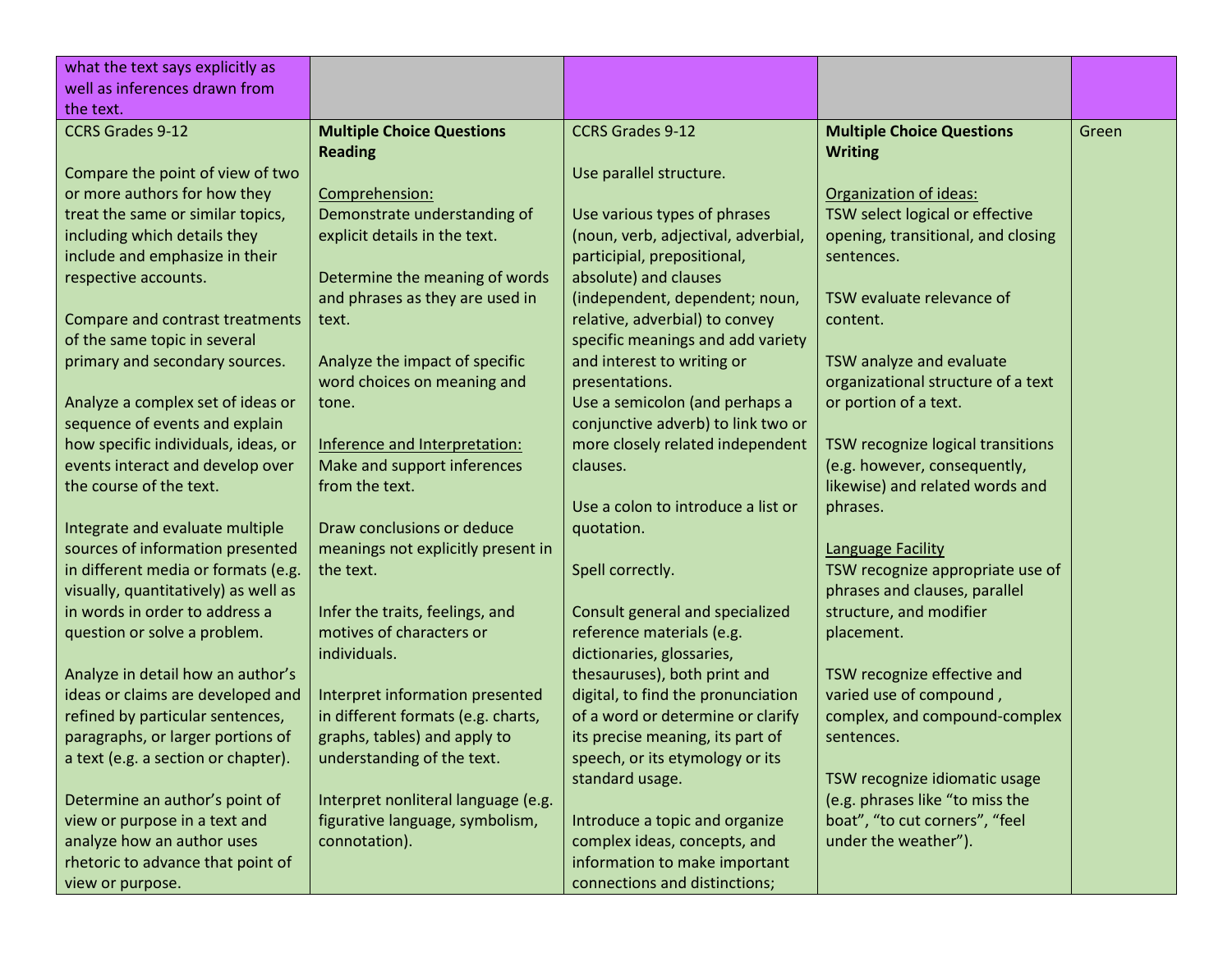| | | | | |
|---|---|---|---|---|
| what the text says explicitly as well as inferences drawn from the text. | | | | |
| CCRS Grades 9-12<br><br>Compare the point of view of two or more authors for how they treat the same or similar topics, including which details they include and emphasize in their respective accounts.<br><br>Compare and contrast treatments of the same topic in several primary and secondary sources.<br><br>Analyze a complex set of ideas or sequence of events and explain how specific individuals, ideas, or events interact and develop over the course of the text.<br><br>Integrate and evaluate multiple sources of information presented in different media or formats (e.g. visually, quantitatively) as well as in words in order to address a question or solve a problem.<br><br>Analyze in detail how an author's ideas or claims are developed and refined by particular sentences, paragraphs, or larger portions of a text (e.g. a section or chapter).<br><br>Determine an author's point of view or purpose in a text and analyze how an author uses rhetoric to advance that point of view or purpose. | **Multiple Choice Questions Reading**<br><br>Comprehension:<br>Demonstrate understanding of explicit details in the text.<br><br>Determine the meaning of words and phrases as they are used in text.<br><br>Analyze the impact of specific word choices on meaning and tone.<br><br>Inference and Interpretation:<br>Make and support inferences from the text.<br><br>Draw conclusions or deduce meanings not explicitly present in the text.<br><br>Infer the traits, feelings, and motives of characters or individuals.<br><br>Interpret information presented in different formats (e.g. charts, graphs, tables) and apply to understanding of the text.<br><br>Interpret nonliteral language (e.g. figurative language, symbolism, connotation). | CCRS Grades 9-12<br><br>Use parallel structure.<br><br>Use various types of phrases (noun, verb, adjectival, adverbial, participial, prepositional, absolute) and clauses (independent, dependent; noun, relative, adverbial) to convey specific meanings and add variety and interest to writing or presentations.<br>Use a semicolon (and perhaps a conjunctive adverb) to link two or more closely related independent clauses.<br><br>Use a colon to introduce a list or quotation.<br><br>Spell correctly.<br><br>Consult general and specialized reference materials (e.g. dictionaries, glossaries, thesauruses), both print and digital, to find the pronunciation of a word or determine or clarify its precise meaning, its part of speech, or its etymology or its standard usage.<br><br>Introduce a topic and organize complex ideas, concepts, and information to make important connections and distinctions; | **Multiple Choice Questions Writing**<br><br>Organization of ideas:<br>TSW select logical or effective opening, transitional, and closing sentences.<br><br>TSW evaluate relevance of content.<br><br>TSW analyze and evaluate organizational structure of a text or portion of a text.<br><br>TSW recognize logical transitions (e.g. however, consequently, likewise) and related words and phrases.<br><br>Language Facility<br>TSW recognize appropriate use of phrases and clauses, parallel structure, and modifier placement.<br><br>TSW recognize effective and varied use of compound , complex, and compound-complex sentences.<br><br>TSW recognize idiomatic usage (e.g. phrases like "to miss the boat", "to cut corners", "feel under the weather"). | Green |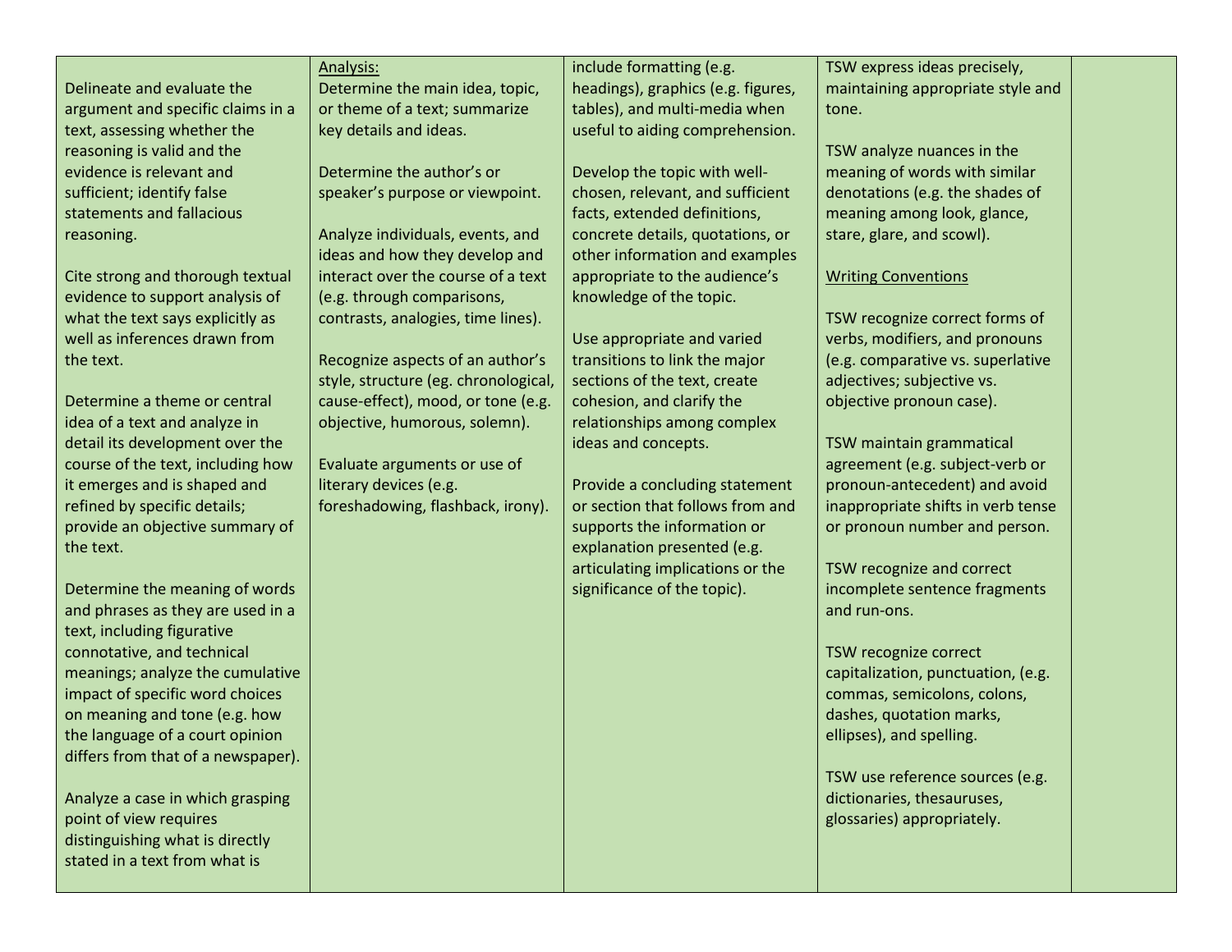| | | | | |
|---|---|---|---|---|
| Delineate and evaluate the argument and specific claims in a text, assessing whether the reasoning is valid and the evidence is relevant and sufficient; identify false statements and fallacious reasoning.<br><br>Cite strong and thorough textual evidence to support analysis of what the text says explicitly as well as inferences drawn from the text.<br><br>Determine a theme or central idea of a text and analyze in detail its development over the course of the text, including how it emerges and is shaped and refined by specific details; provide an objective summary of the text.<br><br>Determine the meaning of words and phrases as they are used in a text, including figurative connotative, and technical meanings; analyze the cumulative impact of specific word choices on meaning and tone (e.g. how the language of a court opinion differs from that of a newspaper).<br><br>Analyze a case in which grasping point of view requires distinguishing what is directly stated in a text from what is | <u>Analysis:</u><br>Determine the main idea, topic, or theme of a text; summarize key details and ideas.<br><br>Determine the author's or speaker's purpose or viewpoint.<br><br>Analyze individuals, events, and ideas and how they develop and interact over the course of a text (e.g. through comparisons, contrasts, analogies, time lines).<br><br>Recognize aspects of an author's style, structure (eg. chronological, cause-effect), mood, or tone (e.g. objective, humorous, solemn).<br><br>Evaluate arguments or use of literary devices (e.g. foreshadowing, flashback, irony). | include formatting (e.g. headings), graphics (e.g. figures, tables), and multi-media when useful to aiding comprehension.<br><br>Develop the topic with well-chosen, relevant, and sufficient facts, extended definitions, concrete details, quotations, or other information and examples appropriate to the audience's knowledge of the topic.<br><br>Use appropriate and varied transitions to link the major sections of the text, create cohesion, and clarify the relationships among complex ideas and concepts.<br><br>Provide a concluding statement or section that follows from and supports the information or explanation presented (e.g. articulating implications or the significance of the topic). | TSW express ideas precisely, maintaining appropriate style and tone.<br><br>TSW analyze nuances in the meaning of words with similar denotations (e.g. the shades of meaning among look, glance, stare, glare, and scowl).<br><br><u>Writing Conventions</u><br><br>TSW recognize correct forms of verbs, modifiers, and pronouns (e.g. comparative vs. superlative adjectives; subjective vs. objective pronoun case).<br><br>TSW maintain grammatical agreement (e.g. subject-verb or pronoun-antecedent) and avoid inappropriate shifts in verb tense or pronoun number and person.<br><br>TSW recognize and correct incomplete sentence fragments and run-ons.<br><br>TSW recognize correct capitalization, punctuation, (e.g. commas, semicolons, colons, dashes, quotation marks, ellipses), and spelling.<br><br>TSW use reference sources (e.g. dictionaries, thesauruses, glossaries) appropriately. | |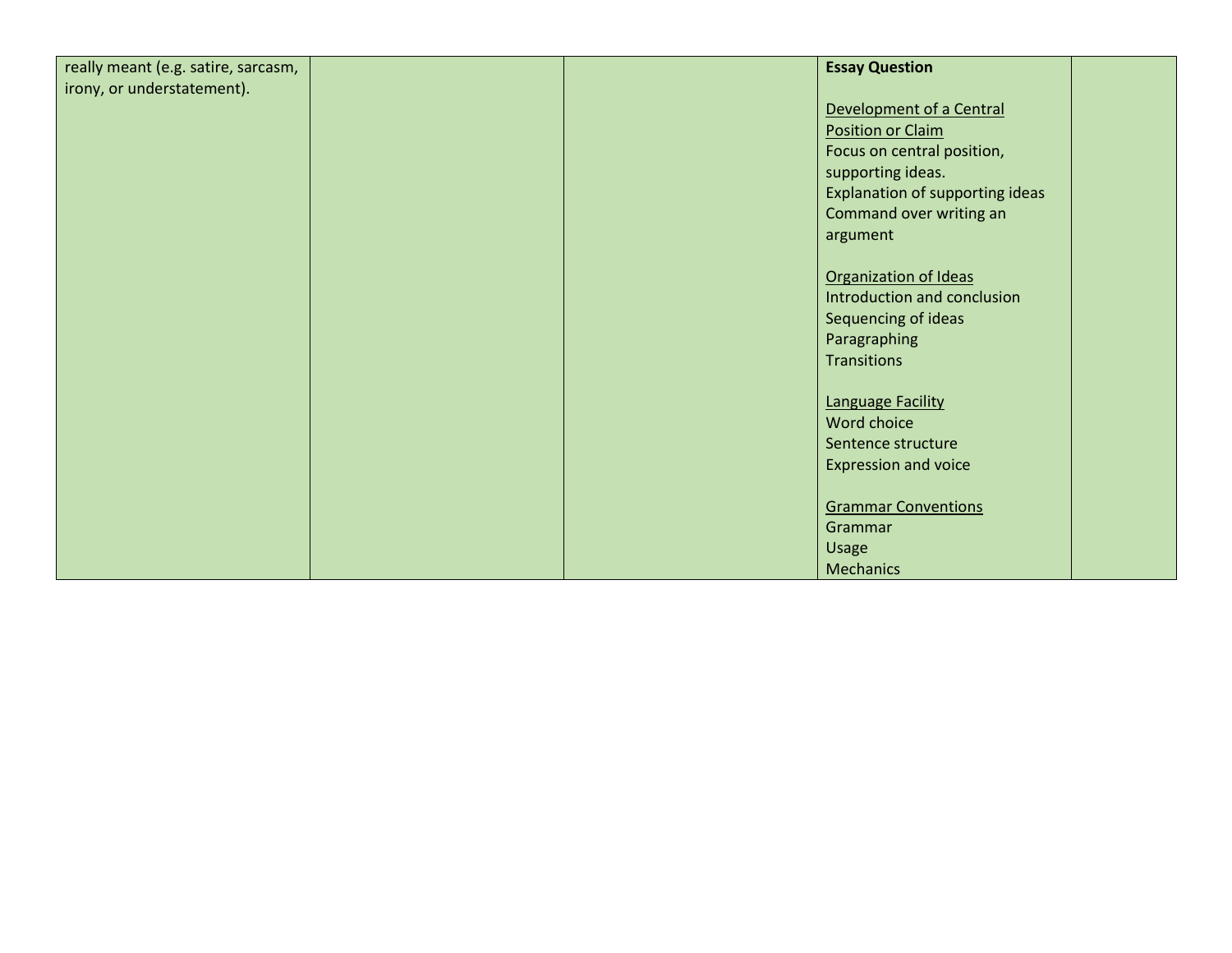| | | | | |
|---|---|---|---|---|
| really meant (e.g. satire, sarcasm, irony, or understatement). | | | **Essay Question**<br><br><u>Development of a Central Position or Claim</u><br>Focus on central position, supporting ideas.<br>Explanation of supporting ideas<br>Command over writing an argument<br><br><u>Organization of Ideas</u><br>Introduction and conclusion<br>Sequencing of ideas<br>Paragraphing<br>Transitions<br><br><u>Language Facility</u><br>Word choice<br>Sentence structure<br>Expression and voice<br><br><u>Grammar Conventions</u><br>Grammar<br>Usage<br>Mechanics | |